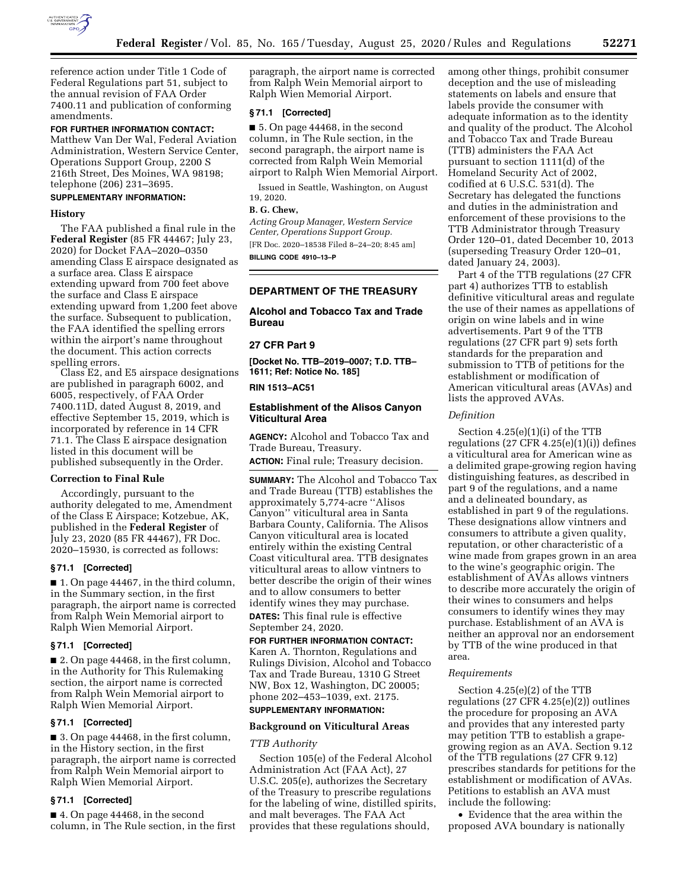reference action under Title 1 Code of Federal Regulations part 51, subject to the annual revision of FAA Order 7400.11 and publication of conforming amendments.

**FOR FURTHER INFORMATION CONTACT:** Matthew Van Der Wal, Federal Aviation Administration, Western Service Center, Operations Support Group, 2200 S 216th Street, Des Moines, WA 98198; telephone (206) 231–3695.

**SUPPLEMENTARY INFORMATION:**

**History**

The FAA published a final rule in the **Federal Register** (85 FR 44467; July 23, 2020) for Docket FAA–2020–0350 amending Class E airspace designated as a surface area. Class E airspace extending upward from 700 feet above the surface and Class E airspace extending upward from 1,200 feet above the surface. Subsequent to publication, the FAA identified the spelling errors within the airport's name throughout the document. This action corrects spelling errors.

Class E2, and E5 airspace designations are published in paragraph 6002, and 6005, respectively, of FAA Order 7400.11D, dated August 8, 2019, and effective September 15, 2019, which is incorporated by reference in 14 CFR 71.1. The Class E airspace designation listed in this document will be published subsequently in the Order.

**Correction to Final Rule**

Accordingly, pursuant to the authority delegated to me, Amendment of the Class E Airspace; Kotzebue, AK, published in the **Federal Register** of July 23, 2020 (85 FR 44467), FR Doc. 2020–15930, is corrected as follows:

**§ 71.1 [Corrected]**

■ 1. On page 44467, in the third column, in the Summary section, in the first paragraph, the airport name is corrected from Ralph Wein Memorial airport to Ralph Wien Memorial Airport.

**§ 71.1 [Corrected]**

■ 2. On page 44468, in the first column, in the Authority for This Rulemaking section, the airport name is corrected from Ralph Wein Memorial airport to Ralph Wien Memorial Airport.

**§ 71.1 [Corrected]**

■ 3. On page 44468, in the first column, in the History section, in the first paragraph, the airport name is corrected from Ralph Wein Memorial airport to Ralph Wien Memorial Airport.

**§ 71.1 [Corrected]**

■ 4. On page 44468, in the second column, in The Rule section, in the first paragraph, the airport name is corrected from Ralph Wein Memorial airport to Ralph Wien Memorial Airport.

**§ 71.1 [Corrected]**

■ 5. On page 44468, in the second column, in The Rule section, in the second paragraph, the airport name is corrected from Ralph Wein Memorial airport to Ralph Wien Memorial Airport.

Issued in Seattle, Washington, on August 19, 2020.

**B. G. Chew,**

*Acting Group Manager, Western Service Center, Operations Support Group.*

[FR Doc. 2020–18538 Filed 8–24–20; 8:45 am]

**BILLING CODE 4910–13–P**

---

## DEPARTMENT OF THE TREASURY

### Alcohol and Tobacco Tax and Trade Bureau

### 27 CFR Part 9

**[Docket No. TTB–2019–0007; T.D. TTB–1611; Ref: Notice No. 185]**

**RIN 1513–AC51**

### Establishment of the Alisos Canyon Viticultural Area

**AGENCY:** Alcohol and Tobacco Tax and Trade Bureau, Treasury.

**ACTION:** Final rule; Treasury decision.

**SUMMARY:** The Alcohol and Tobacco Tax and Trade Bureau (TTB) establishes the approximately 5,774-acre "Alisos Canyon" viticultural area in Santa Barbara County, California. The Alisos Canyon viticultural area is located entirely within the existing Central Coast viticultural area. TTB designates viticultural areas to allow vintners to better describe the origin of their wines and to allow consumers to better identify wines they may purchase.

**DATES:** This final rule is effective September 24, 2020.

**FOR FURTHER INFORMATION CONTACT:** Karen A. Thornton, Regulations and Rulings Division, Alcohol and Tobacco Tax and Trade Bureau, 1310 G Street NW, Box 12, Washington, DC 20005; phone 202–453–1039, ext. 2175.

**SUPPLEMENTARY INFORMATION:**

**Background on Viticultural Areas**

*TTB Authority*

Section 105(e) of the Federal Alcohol Administration Act (FAA Act), 27 U.S.C. 205(e), authorizes the Secretary of the Treasury to prescribe regulations for the labeling of wine, distilled spirits, and malt beverages. The FAA Act provides that these regulations should, among other things, prohibit consumer deception and the use of misleading statements on labels and ensure that labels provide the consumer with adequate information as to the identity and quality of the product. The Alcohol and Tobacco Tax and Trade Bureau (TTB) administers the FAA Act pursuant to section 1111(d) of the Homeland Security Act of 2002, codified at 6 U.S.C. 531(d). The Secretary has delegated the functions and duties in the administration and enforcement of these provisions to the TTB Administrator through Treasury Order 120–01, dated December 10, 2013 (superseding Treasury Order 120–01, dated January 24, 2003).

Part 4 of the TTB regulations (27 CFR part 4) authorizes TTB to establish definitive viticultural areas and regulate the use of their names as appellations of origin on wine labels and in wine advertisements. Part 9 of the TTB regulations (27 CFR part 9) sets forth standards for the preparation and submission to TTB of petitions for the establishment or modification of American viticultural areas (AVAs) and lists the approved AVAs.

*Definition*

Section 4.25(e)(1)(i) of the TTB regulations (27 CFR 4.25(e)(1)(i)) defines a viticultural area for American wine as a delimited grape-growing region having distinguishing features, as described in part 9 of the regulations, and a name and a delineated boundary, as established in part 9 of the regulations. These designations allow vintners and consumers to attribute a given quality, reputation, or other characteristic of a wine made from grapes grown in an area to the wine's geographic origin. The establishment of AVAs allows vintners to describe more accurately the origin of their wines to consumers and helps consumers to identify wines they may purchase. Establishment of an AVA is neither an approval nor an endorsement by TTB of the wine produced in that area.

*Requirements*

Section 4.25(e)(2) of the TTB regulations (27 CFR 4.25(e)(2)) outlines the procedure for proposing an AVA and provides that any interested party may petition TTB to establish a grape-growing region as an AVA. Section 9.12 of the TTB regulations (27 CFR 9.12) prescribes standards for petitions for the establishment or modification of AVAs. Petitions to establish an AVA must include the following:

- Evidence that the area within the proposed AVA boundary is nationally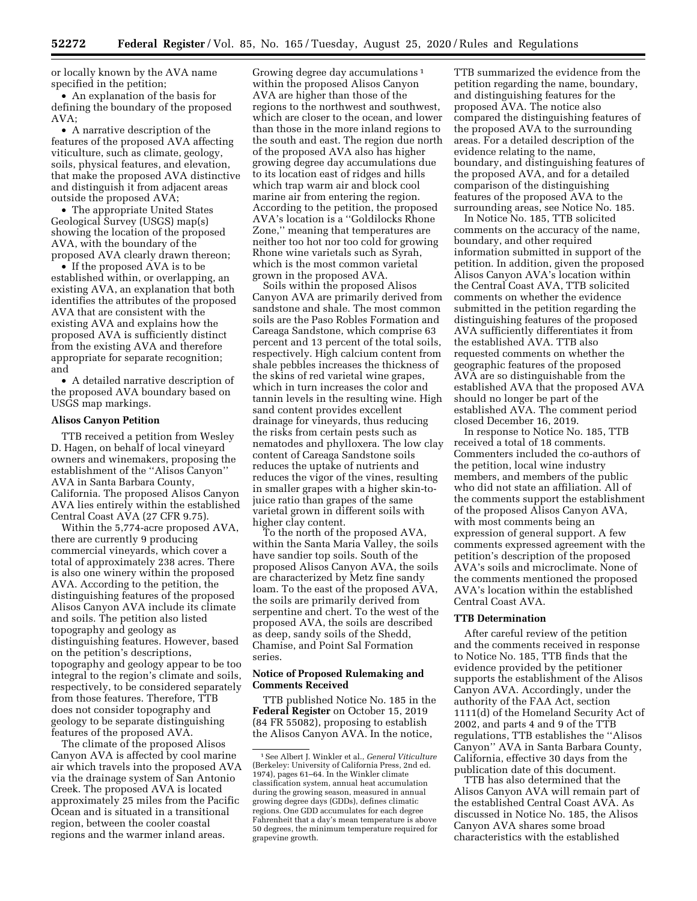or locally known by the AVA name specified in the petition;

- An explanation of the basis for defining the boundary of the proposed AVA;
- A narrative description of the features of the proposed AVA affecting viticulture, such as climate, geology, soils, physical features, and elevation, that make the proposed AVA distinctive and distinguish it from adjacent areas outside the proposed AVA;
- The appropriate United States Geological Survey (USGS) map(s) showing the location of the proposed AVA, with the boundary of the proposed AVA clearly drawn thereon;
- If the proposed AVA is to be established within, or overlapping, an existing AVA, an explanation that both identifies the attributes of the proposed AVA that are consistent with the existing AVA and explains how the proposed AVA is sufficiently distinct from the existing AVA and therefore appropriate for separate recognition; and
- A detailed narrative description of the proposed AVA boundary based on USGS map markings.

### Alisos Canyon Petition

TTB received a petition from Wesley D. Hagen, on behalf of local vineyard owners and winemakers, proposing the establishment of the ''Alisos Canyon'' AVA in Santa Barbara County, California. The proposed Alisos Canyon AVA lies entirely within the established Central Coast AVA (27 CFR 9.75).

Within the 5,774-acre proposed AVA, there are currently 9 producing commercial vineyards, which cover a total of approximately 238 acres. There is also one winery within the proposed AVA. According to the petition, the distinguishing features of the proposed Alisos Canyon AVA include its climate and soils. The petition also listed topography and geology as distinguishing features. However, based on the petition's descriptions, topography and geology appear to be too integral to the region's climate and soils, respectively, to be considered separately from those features. Therefore, TTB does not consider topography and geology to be separate distinguishing features of the proposed AVA.

The climate of the proposed Alisos Canyon AVA is affected by cool marine air which travels into the proposed AVA via the drainage system of San Antonio Creek. The proposed AVA is located approximately 25 miles from the Pacific Ocean and is situated in a transitional region, between the cooler coastal regions and the warmer inland areas. Growing degree day accumulations [1] within the proposed Alisos Canyon AVA are higher than those of the regions to the northwest and southwest, which are closer to the ocean, and lower than those in the more inland regions to the south and east. The region due north of the proposed AVA also has higher growing degree day accumulations due to its location east of ridges and hills which trap warm air and block cool marine air from entering the region. According to the petition, the proposed AVA's location is a ''Goldilocks Rhone Zone,'' meaning that temperatures are neither too hot nor too cold for growing Rhone wine varietals such as Syrah, which is the most common varietal grown in the proposed AVA.

Soils within the proposed Alisos Canyon AVA are primarily derived from sandstone and shale. The most common soils are the Paso Robles Formation and Careaga Sandstone, which comprise 63 percent and 13 percent of the total soils, respectively. High calcium content from shale pebbles increases the thickness of the skins of red varietal wine grapes, which in turn increases the color and tannin levels in the resulting wine. High sand content provides excellent drainage for vineyards, thus reducing the risks from certain pests such as nematodes and phylloxera. The low clay content of Careaga Sandstone soils reduces the uptake of nutrients and reduces the vigor of the vines, resulting in smaller grapes with a higher skin-to-juice ratio than grapes of the same varietal grown in different soils with higher clay content.

To the north of the proposed AVA, within the Santa Maria Valley, the soils have sandier top soils. South of the proposed Alisos Canyon AVA, the soils are characterized by Metz fine sandy loam. To the east of the proposed AVA, the soils are primarily derived from serpentine and chert. To the west of the proposed AVA, the soils are described as deep, sandy soils of the Shedd, Chamise, and Point Sal Formation series.

### Notice of Proposed Rulemaking and Comments Received

TTB published Notice No. 185 in the **Federal Register** on October 15, 2019 (84 FR 55082), proposing to establish the Alisos Canyon AVA. In the notice, TTB summarized the evidence from the petition regarding the name, boundary, and distinguishing features for the proposed AVA. The notice also compared the distinguishing features of the proposed AVA to the surrounding areas. For a detailed description of the evidence relating to the name, boundary, and distinguishing features of the proposed AVA, and for a detailed comparison of the distinguishing features of the proposed AVA to the surrounding areas, see Notice No. 185.

In Notice No. 185, TTB solicited comments on the accuracy of the name, boundary, and other required information submitted in support of the petition. In addition, given the proposed Alisos Canyon AVA's location within the Central Coast AVA, TTB solicited comments on whether the evidence submitted in the petition regarding the distinguishing features of the proposed AVA sufficiently differentiates it from the established AVA. TTB also requested comments on whether the geographic features of the proposed AVA are so distinguishable from the established AVA that the proposed AVA should no longer be part of the established AVA. The comment period closed December 16, 2019.

In response to Notice No. 185, TTB received a total of 18 comments. Commenters included the co-authors of the petition, local wine industry members, and members of the public who did not state an affiliation. All of the comments support the establishment of the proposed Alisos Canyon AVA, with most comments being an expression of general support. A few comments expressed agreement with the petition's description of the proposed AVA's soils and microclimate. None of the comments mentioned the proposed AVA's location within the established Central Coast AVA.

### TTB Determination

After careful review of the petition and the comments received in response to Notice No. 185, TTB finds that the evidence provided by the petitioner supports the establishment of the Alisos Canyon AVA. Accordingly, under the authority of the FAA Act, section 1111(d) of the Homeland Security Act of 2002, and parts 4 and 9 of the TTB regulations, TTB establishes the ''Alisos Canyon'' AVA in Santa Barbara County, California, effective 30 days from the publication date of this document.

TTB has also determined that the Alisos Canyon AVA will remain part of the established Central Coast AVA. As discussed in Notice No. 185, the Alisos Canyon AVA shares some broad characteristics with the established

---

[1] See Albert J. Winkler et al., *General Viticulture* (Berkeley: University of California Press, 2nd ed. 1974), pages 61–64. In the Winkler climate classification system, annual heat accumulation during the growing season, measured in annual growing degree days (GDDs), defines climatic regions. One GDD accumulates for each degree Fahrenheit that a day's mean temperature is above 50 degrees, the minimum temperature required for grapevine growth.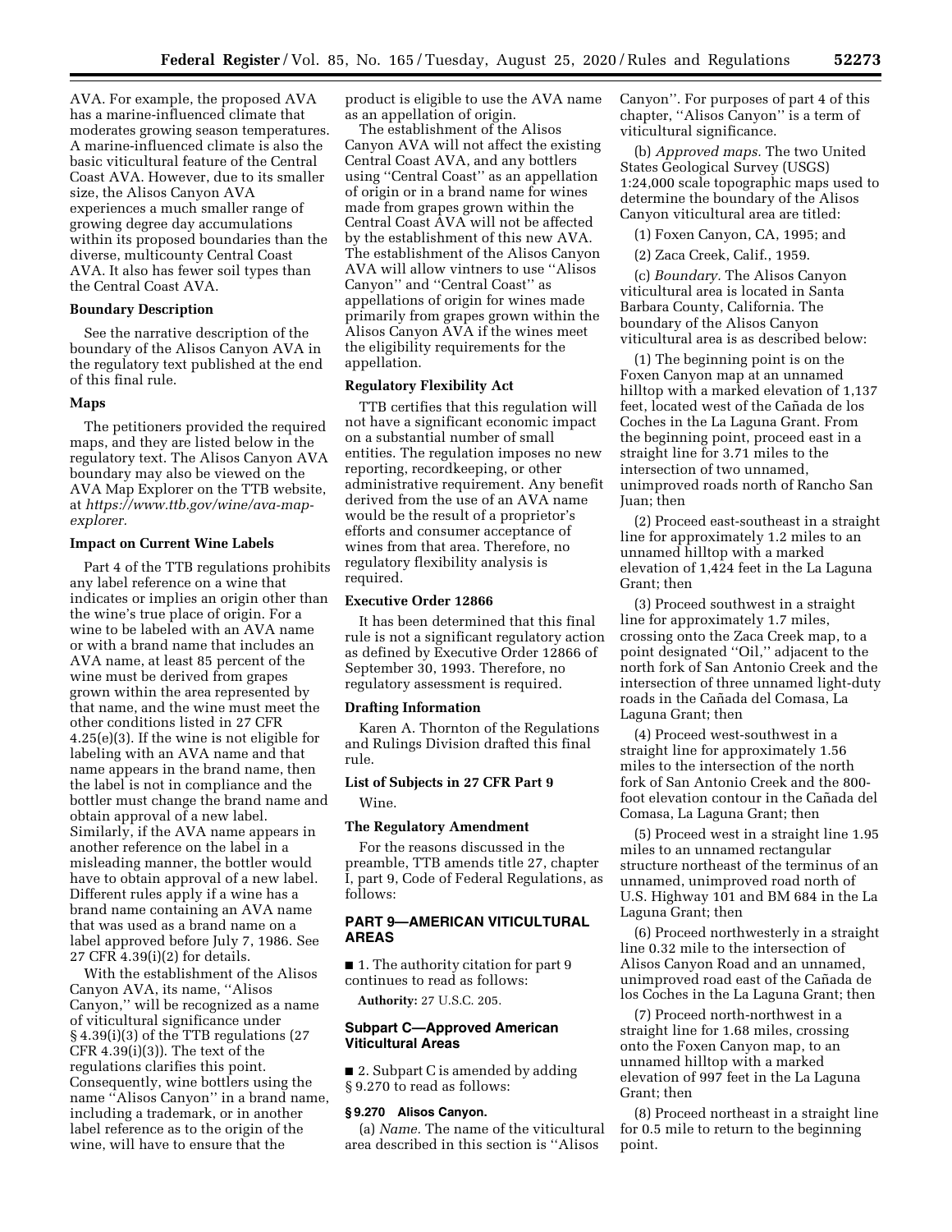AVA. For example, the proposed AVA has a marine-influenced climate that moderates growing season temperatures. A marine-influenced climate is also the basic viticultural feature of the Central Coast AVA. However, due to its smaller size, the Alisos Canyon AVA experiences a much smaller range of growing degree day accumulations within its proposed boundaries than the diverse, multicounty Central Coast AVA. It also has fewer soil types than the Central Coast AVA.

### Boundary Description

See the narrative description of the boundary of the Alisos Canyon AVA in the regulatory text published at the end of this final rule.

### Maps

The petitioners provided the required maps, and they are listed below in the regulatory text. The Alisos Canyon AVA boundary may also be viewed on the AVA Map Explorer on the TTB website, at *https://www.ttb.gov/wine/ava-map-explorer.*

### Impact on Current Wine Labels

Part 4 of the TTB regulations prohibits any label reference on a wine that indicates or implies an origin other than the wine's true place of origin. For a wine to be labeled with an AVA name or with a brand name that includes an AVA name, at least 85 percent of the wine must be derived from grapes grown within the area represented by that name, and the wine must meet the other conditions listed in 27 CFR 4.25(e)(3). If the wine is not eligible for labeling with an AVA name and that name appears in the brand name, then the label is not in compliance and the bottler must change the brand name and obtain approval of a new label. Similarly, if the AVA name appears in another reference on the label in a misleading manner, the bottler would have to obtain approval of a new label. Different rules apply if a wine has a brand name containing an AVA name that was used as a brand name on a label approved before July 7, 1986. See 27 CFR 4.39(i)(2) for details.

With the establishment of the Alisos Canyon AVA, its name, ''Alisos Canyon,'' will be recognized as a name of viticultural significance under § 4.39(i)(3) of the TTB regulations (27 CFR 4.39(i)(3)). The text of the regulations clarifies this point. Consequently, wine bottlers using the name ''Alisos Canyon'' in a brand name, including a trademark, or in another label reference as to the origin of the wine, will have to ensure that the product is eligible to use the AVA name as an appellation of origin.

The establishment of the Alisos Canyon AVA will not affect the existing Central Coast AVA, and any bottlers using ''Central Coast'' as an appellation of origin or in a brand name for wines made from grapes grown within the Central Coast AVA will not be affected by the establishment of this new AVA. The establishment of the Alisos Canyon AVA will allow vintners to use ''Alisos Canyon'' and ''Central Coast'' as appellations of origin for wines made primarily from grapes grown within the Alisos Canyon AVA if the wines meet the eligibility requirements for the appellation.

### Regulatory Flexibility Act

TTB certifies that this regulation will not have a significant economic impact on a substantial number of small entities. The regulation imposes no new reporting, recordkeeping, or other administrative requirement. Any benefit derived from the use of an AVA name would be the result of a proprietor's efforts and consumer acceptance of wines from that area. Therefore, no regulatory flexibility analysis is required.

### Executive Order 12866

It has been determined that this final rule is not a significant regulatory action as defined by Executive Order 12866 of September 30, 1993. Therefore, no regulatory assessment is required.

### Drafting Information

Karen A. Thornton of the Regulations and Rulings Division drafted this final rule.

### List of Subjects in 27 CFR Part 9

Wine.

### The Regulatory Amendment

For the reasons discussed in the preamble, TTB amends title 27, chapter I, part 9, Code of Federal Regulations, as follows:

## PART 9—AMERICAN VITICULTURAL AREAS

■ 1. The authority citation for part 9 continues to read as follows:

**Authority:** 27 U.S.C. 205.

### Subpart C—Approved American Viticultural Areas

■ 2. Subpart C is amended by adding § 9.270 to read as follows:

#### § 9.270 Alisos Canyon.

(a) *Name.* The name of the viticultural area described in this section is ''Alisos Canyon''. For purposes of part 4 of this chapter, ''Alisos Canyon'' is a term of viticultural significance.

(b) *Approved maps.* The two United States Geological Survey (USGS) 1:24,000 scale topographic maps used to determine the boundary of the Alisos Canyon viticultural area are titled:

(1) Foxen Canyon, CA, 1995; and

(2) Zaca Creek, Calif., 1959.

(c) *Boundary.* The Alisos Canyon viticultural area is located in Santa Barbara County, California. The boundary of the Alisos Canyon viticultural area is as described below:

(1) The beginning point is on the Foxen Canyon map at an unnamed hilltop with a marked elevation of 1,137 feet, located west of the Cañada de los Coches in the La Laguna Grant. From the beginning point, proceed east in a straight line for 3.71 miles to the intersection of two unnamed, unimproved roads north of Rancho San Juan; then

(2) Proceed east-southeast in a straight line for approximately 1.2 miles to an unnamed hilltop with a marked elevation of 1,424 feet in the La Laguna Grant; then

(3) Proceed southwest in a straight line for approximately 1.7 miles, crossing onto the Zaca Creek map, to a point designated ''Oil,'' adjacent to the north fork of San Antonio Creek and the intersection of three unnamed light-duty roads in the Cañada del Comasa, La Laguna Grant; then

(4) Proceed west-southwest in a straight line for approximately 1.56 miles to the intersection of the north fork of San Antonio Creek and the 800-foot elevation contour in the Cañada del Comasa, La Laguna Grant; then

(5) Proceed west in a straight line 1.95 miles to an unnamed rectangular structure northeast of the terminus of an unnamed, unimproved road north of U.S. Highway 101 and BM 684 in the La Laguna Grant; then

(6) Proceed northwesterly in a straight line 0.32 mile to the intersection of Alisos Canyon Road and an unnamed, unimproved road east of the Cañada de los Coches in the La Laguna Grant; then

(7) Proceed north-northwest in a straight line for 1.68 miles, crossing onto the Foxen Canyon map, to an unnamed hilltop with a marked elevation of 997 feet in the La Laguna Grant; then

(8) Proceed northeast in a straight line for 0.5 mile to return to the beginning point.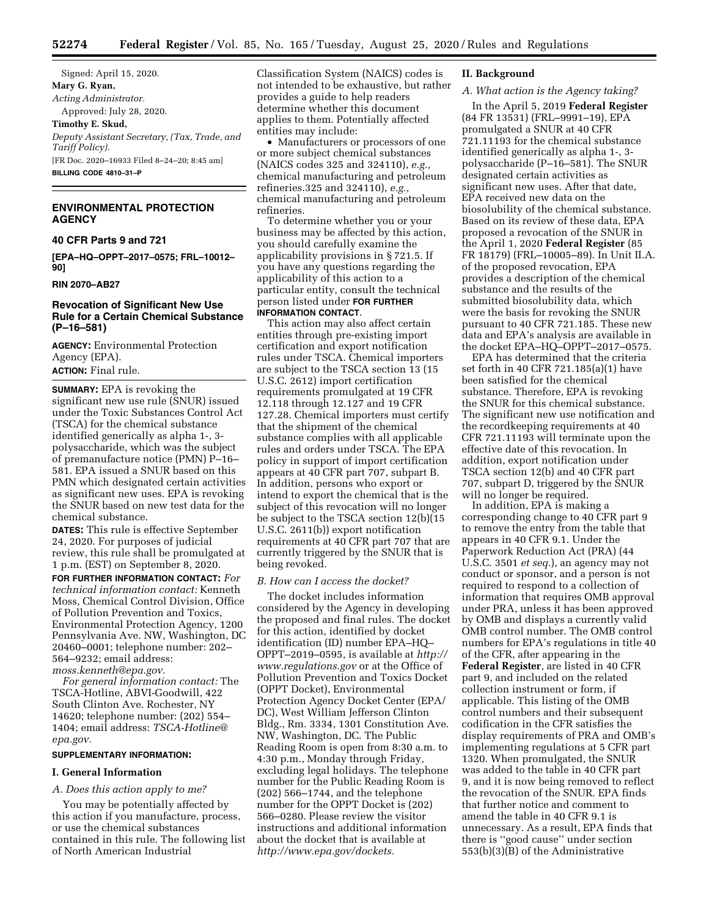Signed: April 15, 2020.

**Mary G. Ryan,**

*Acting Administrator.*

Approved: July 28, 2020.

**Timothy E. Skud,**

*Deputy Assistant Secretary, (Tax, Trade, and Tariff Policy).*

[FR Doc. 2020–16933 Filed 8–24–20; 8:45 am]

**BILLING CODE 4810–31–P**

---

## ENVIRONMENTAL PROTECTION AGENCY

### 40 CFR Parts 9 and 721

**[EPA–HQ–OPPT–2017–0575; FRL–10012–90]**

**RIN 2070–AB27**

### Revocation of Significant New Use Rule for a Certain Chemical Substance (P–16–581)

**AGENCY:** Environmental Protection Agency (EPA).

**ACTION:** Final rule.

**SUMMARY:** EPA is revoking the significant new use rule (SNUR) issued under the Toxic Substances Control Act (TSCA) for the chemical substance identified generically as alpha 1-, 3-polysaccharide, which was the subject of premanufacture notice (PMN) P–16–581. EPA issued a SNUR based on this PMN which designated certain activities as significant new uses. EPA is revoking the SNUR based on new test data for the chemical substance.

**DATES:** This rule is effective September 24, 2020. For purposes of judicial review, this rule shall be promulgated at 1 p.m. (EST) on September 8, 2020.

**FOR FURTHER INFORMATION CONTACT:** *For technical information contact:* Kenneth Moss, Chemical Control Division, Office of Pollution Prevention and Toxics, Environmental Protection Agency, 1200 Pennsylvania Ave. NW, Washington, DC 20460–0001; telephone number: 202–564–9232; email address: *moss.kenneth@epa.gov.*

*For general information contact:* The TSCA-Hotline, ABVI-Goodwill, 422 South Clinton Ave. Rochester, NY 14620; telephone number: (202) 554–1404; email address: *TSCA-Hotline@epa.gov.*

**SUPPLEMENTARY INFORMATION:**

### I. General Information

*A. Does this action apply to me?*

You may be potentially affected by this action if you manufacture, process, or use the chemical substances contained in this rule. The following list of North American Industrial Classification System (NAICS) codes is not intended to be exhaustive, but rather provides a guide to help readers determine whether this document applies to them. Potentially affected entities may include:

- Manufacturers or processors of one or more subject chemical substances (NAICS codes 325 and 324110), *e.g.,* chemical manufacturing and petroleum refineries.325 and 324110), *e.g.,* chemical manufacturing and petroleum refineries.

To determine whether you or your business may be affected by this action, you should carefully examine the applicability provisions in § 721.5. If you have any questions regarding the applicability of this action to a particular entity, consult the technical person listed under **FOR FURTHER INFORMATION CONTACT**.

This action may also affect certain entities through pre-existing import certification and export notification rules under TSCA. Chemical importers are subject to the TSCA section 13 (15 U.S.C. 2612) import certification requirements promulgated at 19 CFR 12.118 through 12.127 and 19 CFR 127.28. Chemical importers must certify that the shipment of the chemical substance complies with all applicable rules and orders under TSCA. The EPA policy in support of import certification appears at 40 CFR part 707, subpart B. In addition, persons who export or intend to export the chemical that is the subject of this revocation will no longer be subject to the TSCA section 12(b)(15 U.S.C. 2611(b)) export notification requirements at 40 CFR part 707 that are currently triggered by the SNUR that is being revoked.

*B. How can I access the docket?*

The docket includes information considered by the Agency in developing the proposed and final rules. The docket for this action, identified by docket identification (ID) number EPA–HQ–OPPT–2019–0595, is available at *http://www.regulations.gov* or at the Office of Pollution Prevention and Toxics Docket (OPPT Docket), Environmental Protection Agency Docket Center (EPA/DC), West William Jefferson Clinton Bldg., Rm. 3334, 1301 Constitution Ave. NW, Washington, DC. The Public Reading Room is open from 8:30 a.m. to 4:30 p.m., Monday through Friday, excluding legal holidays. The telephone number for the Public Reading Room is (202) 566–1744, and the telephone number for the OPPT Docket is (202) 566–0280. Please review the visitor instructions and additional information about the docket that is available at *http://www.epa.gov/dockets.*

### II. Background

*A. What action is the Agency taking?*

In the April 5, 2019 **Federal Register** (84 FR 13531) (FRL–9991–19), EPA promulgated a SNUR at 40 CFR 721.11193 for the chemical substance identified generically as alpha 1-, 3-polysaccharide (P–16–581). The SNUR designated certain activities as significant new uses. After that date, EPA received new data on the biosolubility of the chemical substance. Based on its review of these data, EPA proposed a revocation of the SNUR in the April 1, 2020 **Federal Register** (85 FR 18179) (FRL–10005–89). In Unit II.A. of the proposed revocation, EPA provides a description of the chemical substance and the results of the submitted biosolubility data, which were the basis for revoking the SNUR pursuant to 40 CFR 721.185. These new data and EPA's analysis are available in the docket EPA–HQ–OPPT–2017–0575.

EPA has determined that the criteria set forth in 40 CFR 721.185(a)(1) have been satisfied for the chemical substance. Therefore, EPA is revoking the SNUR for this chemical substance. The significant new use notification and the recordkeeping requirements at 40 CFR 721.11193 will terminate upon the effective date of this revocation. In addition, export notification under TSCA section 12(b) and 40 CFR part 707, subpart D, triggered by the SNUR will no longer be required.

In addition, EPA is making a corresponding change to 40 CFR part 9 to remove the entry from the table that appears in 40 CFR 9.1. Under the Paperwork Reduction Act (PRA) (44 U.S.C. 3501 *et seq.*), an agency may not conduct or sponsor, and a person is not required to respond to a collection of information that requires OMB approval under PRA, unless it has been approved by OMB and displays a currently valid OMB control number. The OMB control numbers for EPA's regulations in title 40 of the CFR, after appearing in the **Federal Register**, are listed in 40 CFR part 9, and included on the related collection instrument or form, if applicable. This listing of the OMB control numbers and their subsequent codification in the CFR satisfies the display requirements of PRA and OMB's implementing regulations at 5 CFR part 1320. When promulgated, the SNUR was added to the table in 40 CFR part 9, and it is now being removed to reflect the revocation of the SNUR. EPA finds that further notice and comment to amend the table in 40 CFR 9.1 is unnecessary. As a result, EPA finds that there is ''good cause'' under section 553(b)(3)(B) of the Administrative